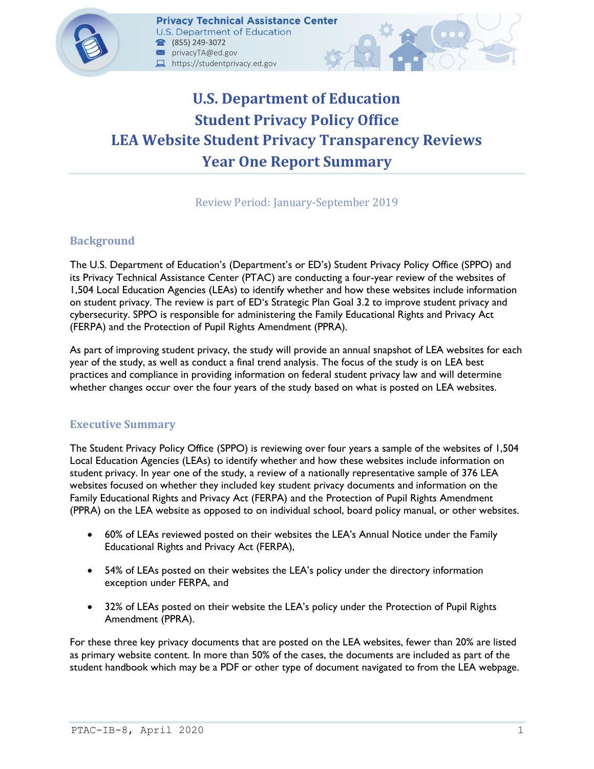Privacy Technical Assistance Center
U.S. Department of Education
(855) 249-3072
privacyTA@ed.gov
https://studentprivacy.ed.gov

# U.S. Department of Education
# Student Privacy Policy Office
# LEA Website Student Privacy Transparency Reviews
# Year One Report Summary

Review Period: January-September 2019

## Background

The U.S. Department of Education's (Department's or ED's) Student Privacy Policy Office (SPPO) and its Privacy Technical Assistance Center (PTAC) are conducting a four-year review of the websites of 1,504 Local Education Agencies (LEAs) to identify whether and how these websites include information on student privacy. The review is part of ED's Strategic Plan Goal 3.2 to improve student privacy and cybersecurity. SPPO is responsible for administering the Family Educational Rights and Privacy Act (FERPA) and the Protection of Pupil Rights Amendment (PPRA).

As part of improving student privacy, the study will provide an annual snapshot of LEA websites for each year of the study, as well as conduct a final trend analysis. The focus of the study is on LEA best practices and compliance in providing information on federal student privacy law and will determine whether changes occur over the four years of the study based on what is posted on LEA websites.

## Executive Summary

The Student Privacy Policy Office (SPPO) is reviewing over four years a sample of the websites of 1,504 Local Education Agencies (LEAs) to identify whether and how these websites include information on student privacy. In year one of the study, a review of a nationally representative sample of 376 LEA websites focused on whether they included key student privacy documents and information on the Family Educational Rights and Privacy Act (FERPA) and the Protection of Pupil Rights Amendment (PPRA) on the LEA website as opposed to on individual school, board policy manual, or other websites.

- 60% of LEAs reviewed posted on their websites the LEA's Annual Notice under the Family Educational Rights and Privacy Act (FERPA),
- 54% of LEAs posted on their websites the LEA's policy under the directory information exception under FERPA, and
- 32% of LEAs posted on their website the LEA's policy under the Protection of Pupil Rights Amendment (PPRA).

For these three key privacy documents that are posted on the LEA websites, fewer than 20% are listed as primary website content. In more than 50% of the cases, the documents are included as part of the student handbook which may be a PDF or other type of document navigated to from the LEA webpage.

PTAC-IB-8, April 2020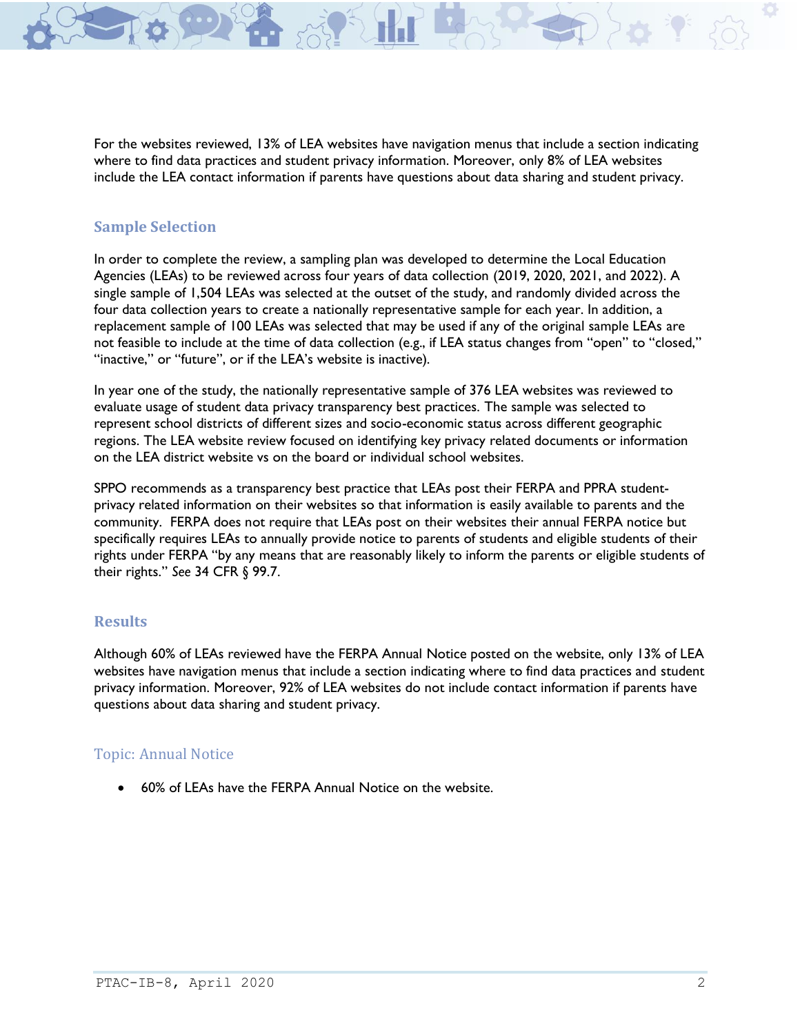For the websites reviewed, 13% of LEA websites have navigation menus that include a section indicating where to find data practices and student privacy information. Moreover, only 8% of LEA websites include the LEA contact information if parents have questions about data sharing and student privacy.

## Sample Selection

In order to complete the review, a sampling plan was developed to determine the Local Education Agencies (LEAs) to be reviewed across four years of data collection (2019, 2020, 2021, and 2022). A single sample of 1,504 LEAs was selected at the outset of the study, and randomly divided across the four data collection years to create a nationally representative sample for each year. In addition, a replacement sample of 100 LEAs was selected that may be used if any of the original sample LEAs are not feasible to include at the time of data collection (e.g., if LEA status changes from "open" to "closed," "inactive," or "future", or if the LEA's website is inactive).

In year one of the study, the nationally representative sample of 376 LEA websites was reviewed to evaluate usage of student data privacy transparency best practices. The sample was selected to represent school districts of different sizes and socio-economic status across different geographic regions. The LEA website review focused on identifying key privacy related documents or information on the LEA district website vs on the board or individual school websites.

SPPO recommends as a transparency best practice that LEAs post their FERPA and PPRA student-privacy related information on their websites so that information is easily available to parents and the community. FERPA does not require that LEAs post on their websites their annual FERPA notice but specifically requires LEAs to annually provide notice to parents of students and eligible students of their rights under FERPA "by any means that are reasonably likely to inform the parents or eligible students of their rights." *See* 34 CFR § 99.7.

## Results

Although 60% of LEAs reviewed have the FERPA Annual Notice posted on the website, only 13% of LEA websites have navigation menus that include a section indicating where to find data practices and student privacy information. Moreover, 92% of LEA websites do not include contact information if parents have questions about data sharing and student privacy.

### Topic: Annual Notice

- 60% of LEAs have the FERPA Annual Notice on the website.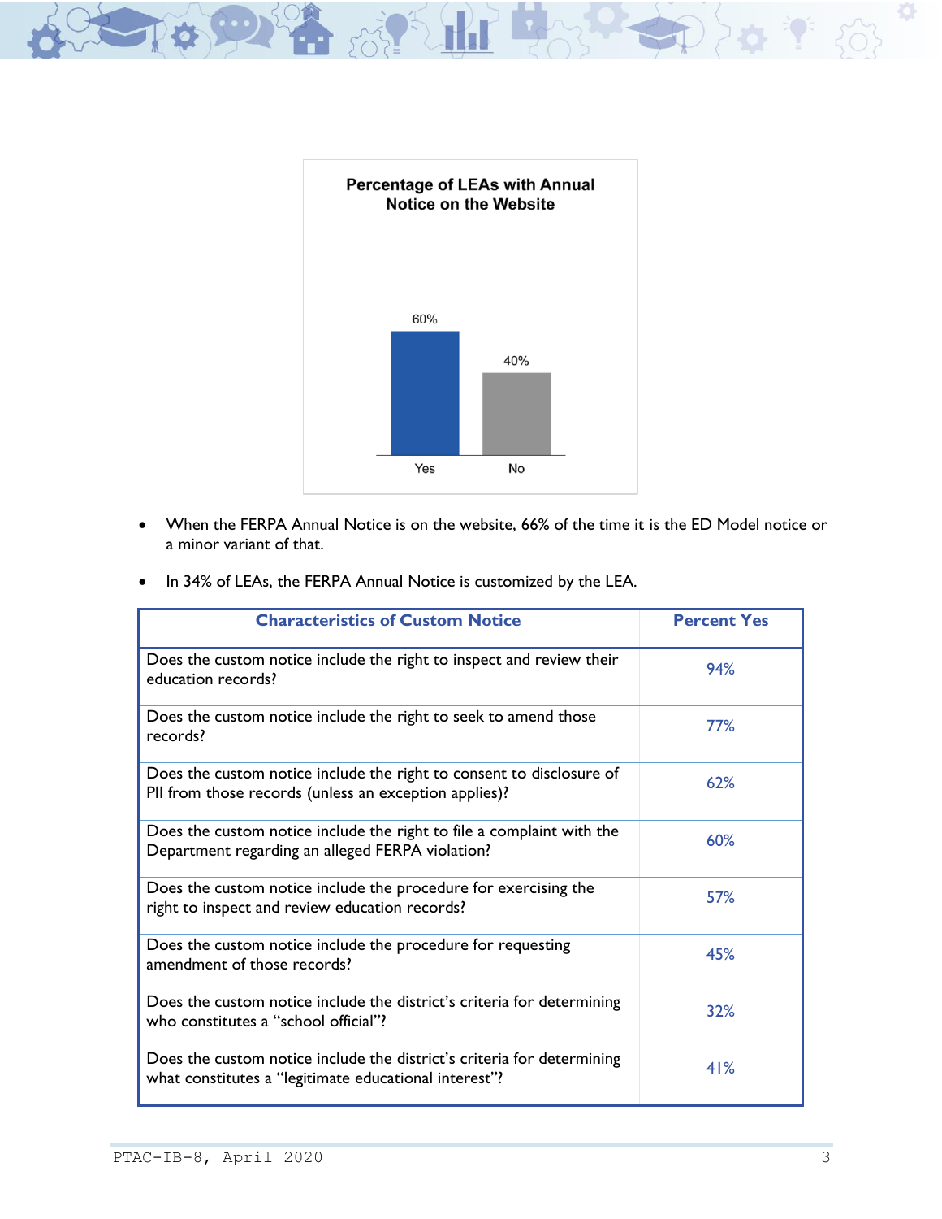**Percentage of LEAs with Annual Notice on the Website**

| | Percent |
|---|---|
| Yes | 60% |
| No | 40% |

- When the FERPA Annual Notice is on the website, 66% of the time it is the ED Model notice or a minor variant of that.
- In 34% of LEAs, the FERPA Annual Notice is customized by the LEA.

| Characteristics of Custom Notice | Percent Yes |
|---|---|
| Does the custom notice include the right to inspect and review their education records? | 94% |
| Does the custom notice include the right to seek to amend those records? | 77% |
| Does the custom notice include the right to consent to disclosure of PII from those records (unless an exception applies)? | 62% |
| Does the custom notice include the right to file a complaint with the Department regarding an alleged FERPA violation? | 60% |
| Does the custom notice include the procedure for exercising the right to inspect and review education records? | 57% |
| Does the custom notice include the procedure for requesting amendment of those records? | 45% |
| Does the custom notice include the district's criteria for determining who constitutes a "school official"? | 32% |
| Does the custom notice include the district's criteria for determining what constitutes a "legitimate educational interest"? | 41% |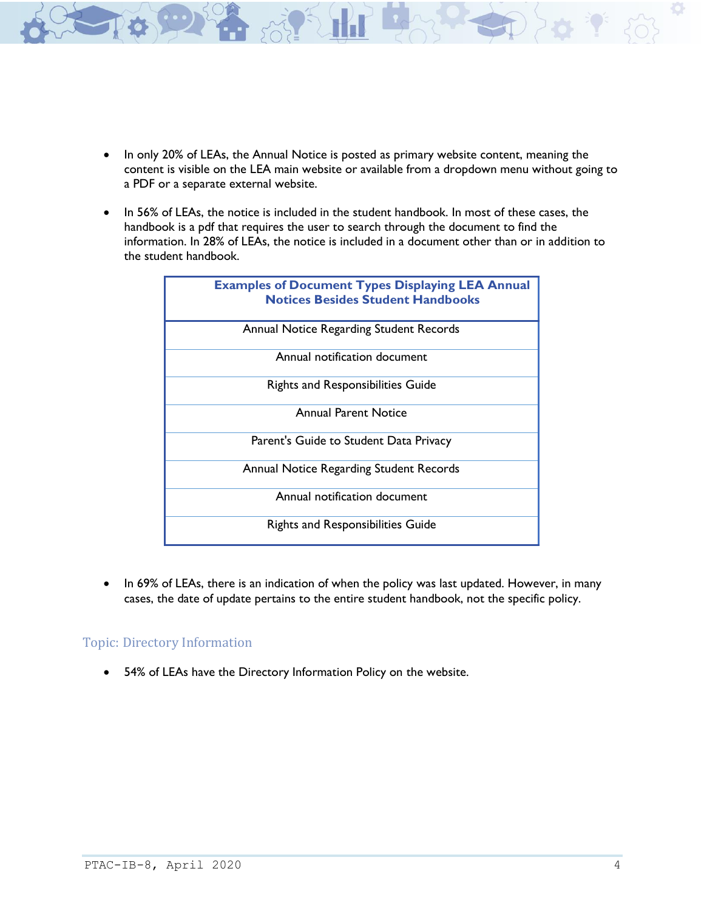- In only 20% of LEAs, the Annual Notice is posted as primary website content, meaning the content is visible on the LEA main website or available from a dropdown menu without going to a PDF or a separate external website.

- In 56% of LEAs, the notice is included in the student handbook. In most of these cases, the handbook is a pdf that requires the user to search through the document to find the information. In 28% of LEAs, the notice is included in a document other than or in addition to the student handbook.

| Examples of Document Types Displaying LEA Annual Notices Besides Student Handbooks |
|---|
| Annual Notice Regarding Student Records |
| Annual notification document |
| Rights and Responsibilities Guide |
| Annual Parent Notice |
| Parent's Guide to Student Data Privacy |
| Annual Notice Regarding Student Records |
| Annual notification document |
| Rights and Responsibilities Guide |

- In 69% of LEAs, there is an indication of when the policy was last updated. However, in many cases, the date of update pertains to the entire student handbook, not the specific policy.

## Topic: Directory Information

- 54% of LEAs have the Directory Information Policy on the website.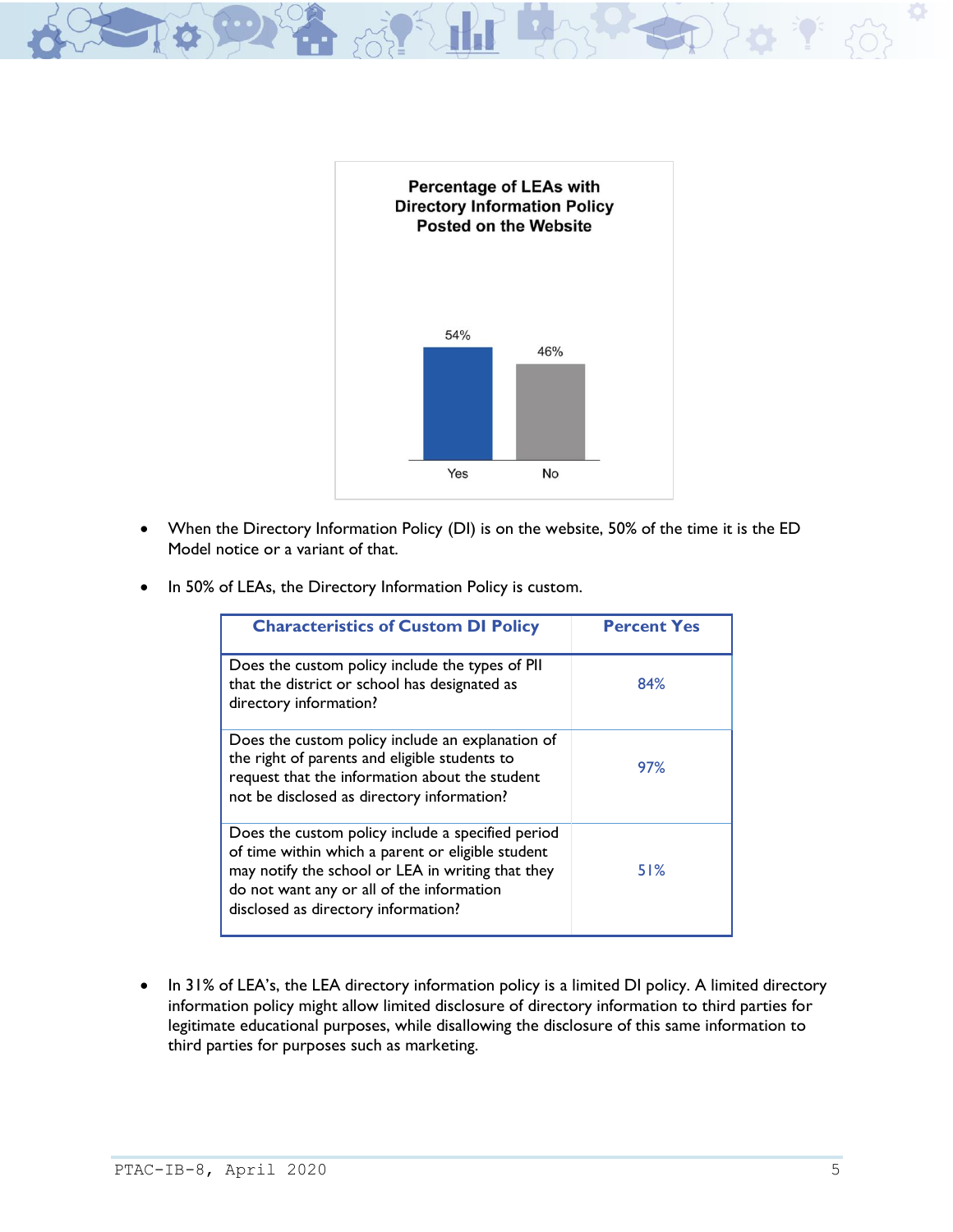**Percentage of LEAs with Directory Information Policy Posted on the Website**

| | Percent |
|---|---|
| Yes | 54% |
| No | 46% |

- When the Directory Information Policy (DI) is on the website, 50% of the time it is the ED Model notice or a variant of that.
- In 50% of LEAs, the Directory Information Policy is custom.

| Characteristics of Custom DI Policy | Percent Yes |
|---|---|
| Does the custom policy include the types of PII that the district or school has designated as directory information? | 84% |
| Does the custom policy include an explanation of the right of parents and eligible students to request that the information about the student not be disclosed as directory information? | 97% |
| Does the custom policy include a specified period of time within which a parent or eligible student may notify the school or LEA in writing that they do not want any or all of the information disclosed as directory information? | 51% |

- In 31% of LEA's, the LEA directory information policy is a limited DI policy. A limited directory information policy might allow limited disclosure of directory information to third parties for legitimate educational purposes, while disallowing the disclosure of this same information to third parties for purposes such as marketing.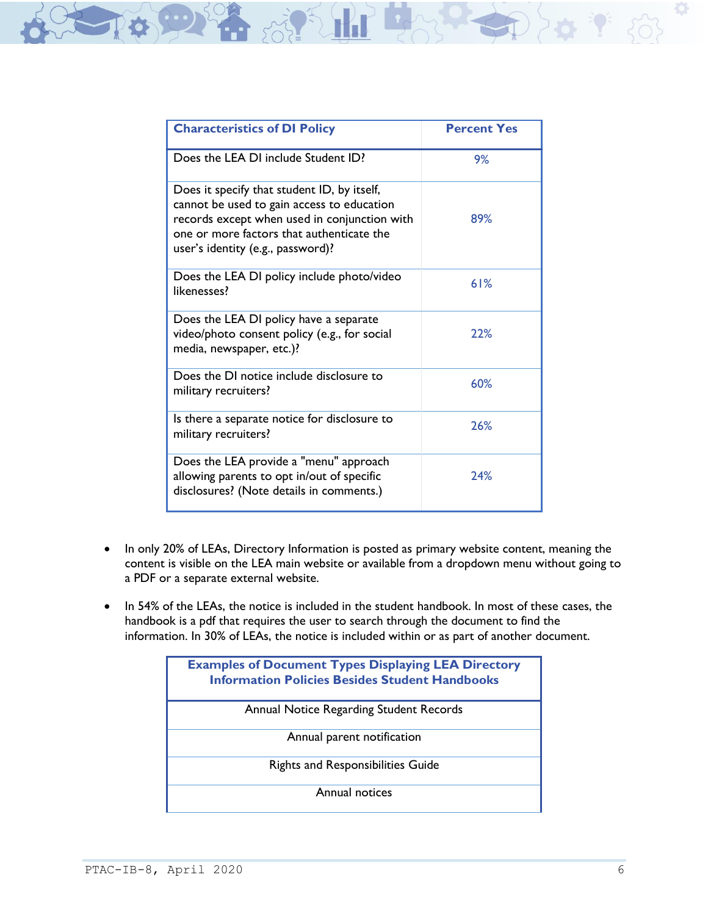| Characteristics of DI Policy | Percent Yes |
| --- | --- |
| Does the LEA DI include Student ID? | 9% |
| Does it specify that student ID, by itself, cannot be used to gain access to education records except when used in conjunction with one or more factors that authenticate the user's identity (e.g., password)? | 89% |
| Does the LEA DI policy include photo/video likenesses? | 61% |
| Does the LEA DI policy have a separate video/photo consent policy (e.g., for social media, newspaper, etc.)? | 22% |
| Does the DI notice include disclosure to military recruiters? | 60% |
| Is there a separate notice for disclosure to military recruiters? | 26% |
| Does the LEA provide a "menu" approach allowing parents to opt in/out of specific disclosures? (Note details in comments.) | 24% |

- In only 20% of LEAs, Directory Information is posted as primary website content, meaning the content is visible on the LEA main website or available from a dropdown menu without going to a PDF or a separate external website.
- In 54% of the LEAs, the notice is included in the student handbook. In most of these cases, the handbook is a pdf that requires the user to search through the document to find the information. In 30% of LEAs, the notice is included within or as part of another document.

| Examples of Document Types Displaying LEA Directory Information Policies Besides Student Handbooks |
| --- |
| Annual Notice Regarding Student Records |
| Annual parent notification |
| Rights and Responsibilities Guide |
| Annual notices |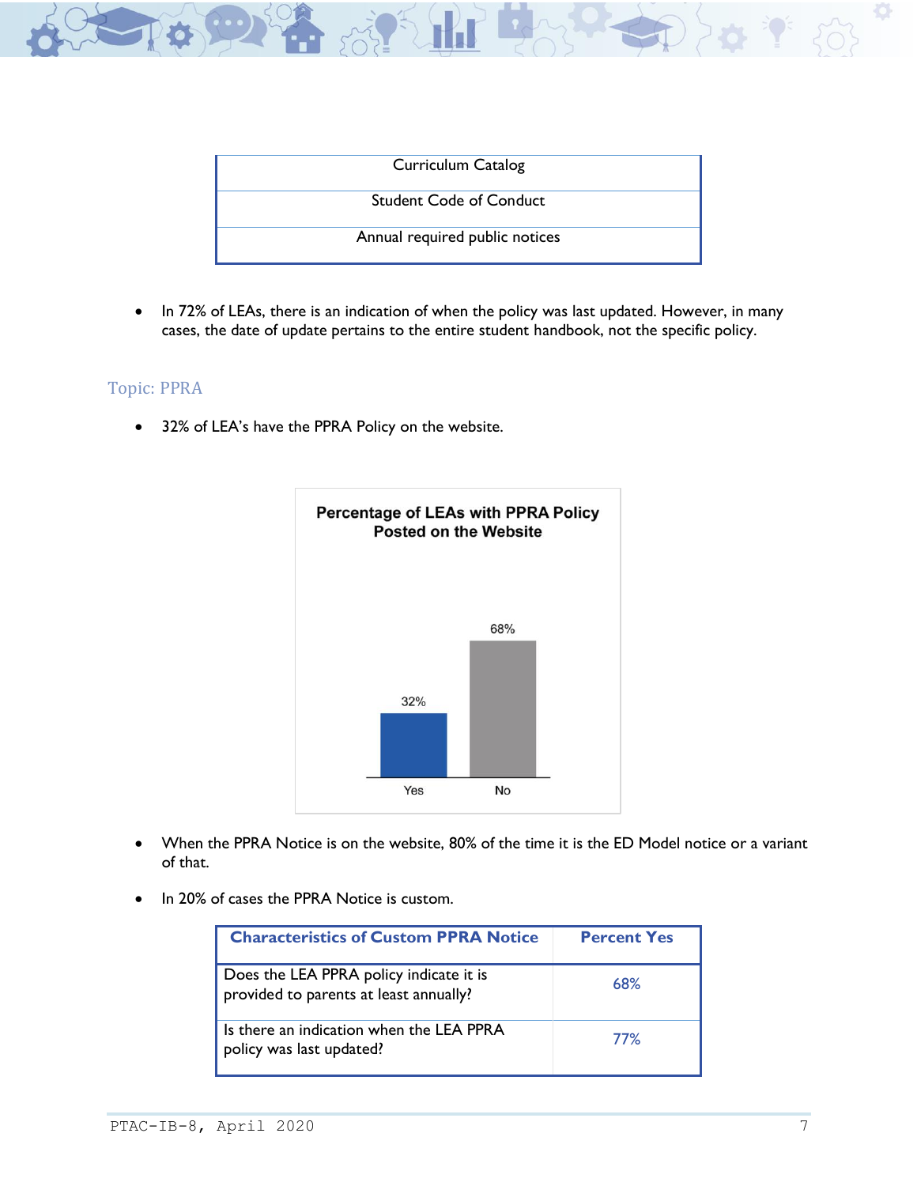| Curriculum Catalog |
| --- |
| Student Code of Conduct |
| Annual required public notices |

- In 72% of LEAs, there is an indication of when the policy was last updated. However, in many cases, the date of update pertains to the entire student handbook, not the specific policy.

### Topic: PPRA

- 32% of LEA's have the PPRA Policy on the website.

**Percentage of LEAs with PPRA Policy Posted on the Website**

| | Percentage |
| --- | --- |
| Yes | 32% |
| No | 68% |

- When the PPRA Notice is on the website, 80% of the time it is the ED Model notice or a variant of that.
- In 20% of cases the PPRA Notice is custom.

| Characteristics of Custom PPRA Notice | Percent Yes |
| --- | --- |
| Does the LEA PPRA policy indicate it is provided to parents at least annually? | 68% |
| Is there an indication when the LEA PPRA policy was last updated? | 77% |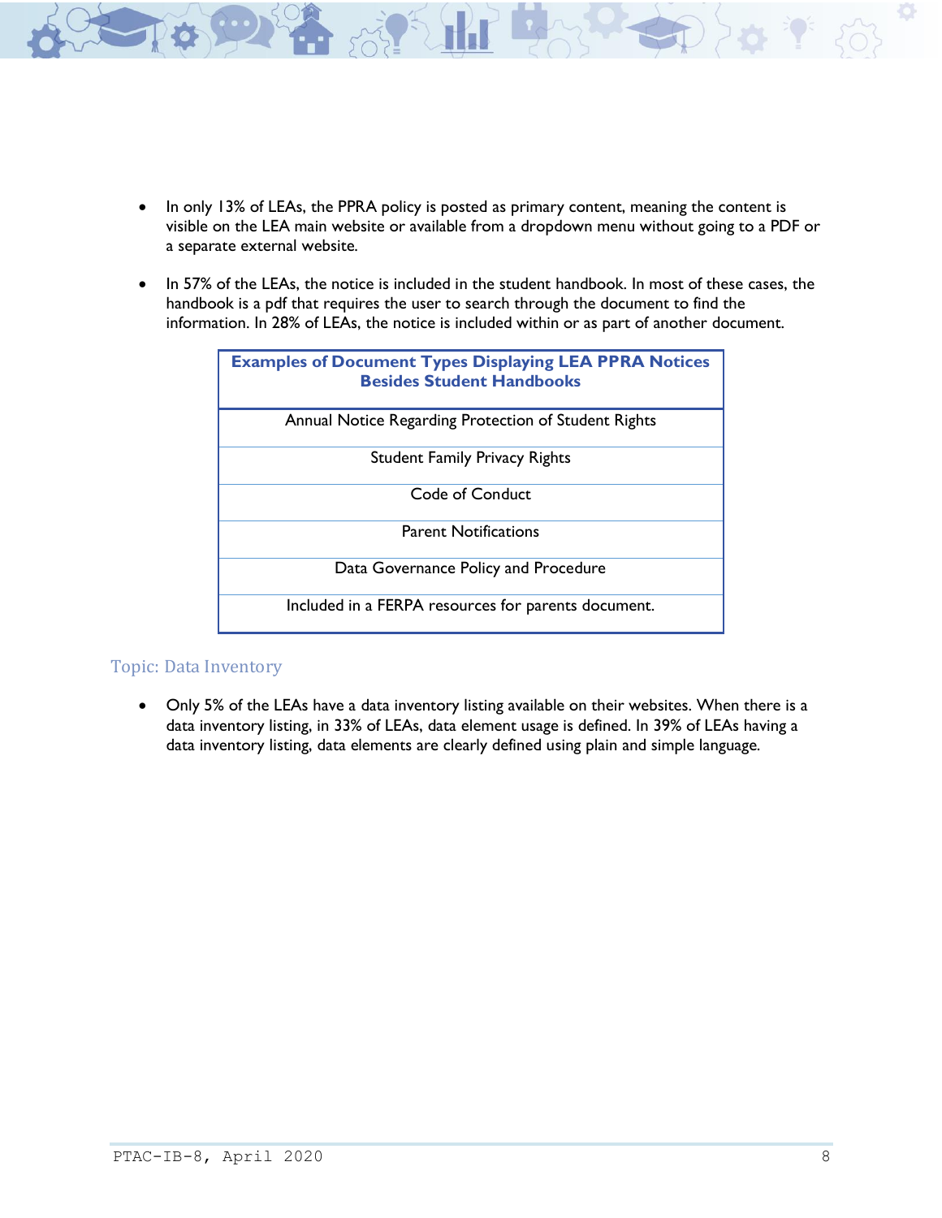- In only 13% of LEAs, the PPRA policy is posted as primary content, meaning the content is visible on the LEA main website or available from a dropdown menu without going to a PDF or a separate external website.

- In 57% of the LEAs, the notice is included in the student handbook. In most of these cases, the handbook is a pdf that requires the user to search through the document to find the information. In 28% of LEAs, the notice is included within or as part of another document.

| Examples of Document Types Displaying LEA PPRA Notices Besides Student Handbooks |
|---|
| Annual Notice Regarding Protection of Student Rights |
| Student Family Privacy Rights |
| Code of Conduct |
| Parent Notifications |
| Data Governance Policy and Procedure |
| Included in a FERPA resources for parents document. |

### Topic: Data Inventory

- Only 5% of the LEAs have a data inventory listing available on their websites. When there is a data inventory listing, in 33% of LEAs, data element usage is defined. In 39% of LEAs having a data inventory listing, data elements are clearly defined using plain and simple language.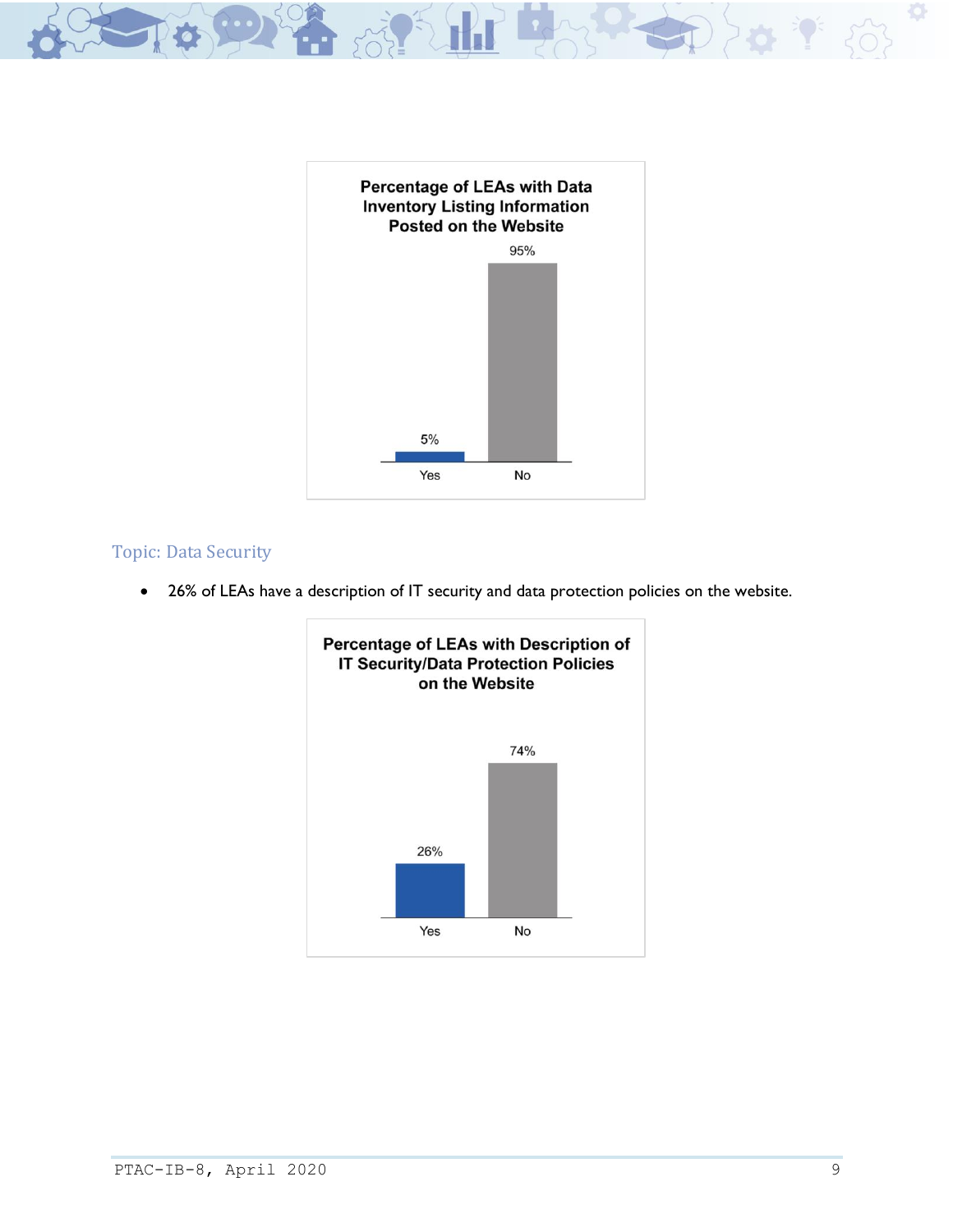**Percentage of LEAs with Data Inventory Listing Information Posted on the Website**

| | Yes | No |
|---|---|---|
| Percentage | 5% | 95% |

## Topic: Data Security

- 26% of LEAs have a description of IT security and data protection policies on the website.

**Percentage of LEAs with Description of IT Security/Data Protection Policies on the Website**

| | Yes | No |
|---|---|---|
| Percentage | 26% | 74% |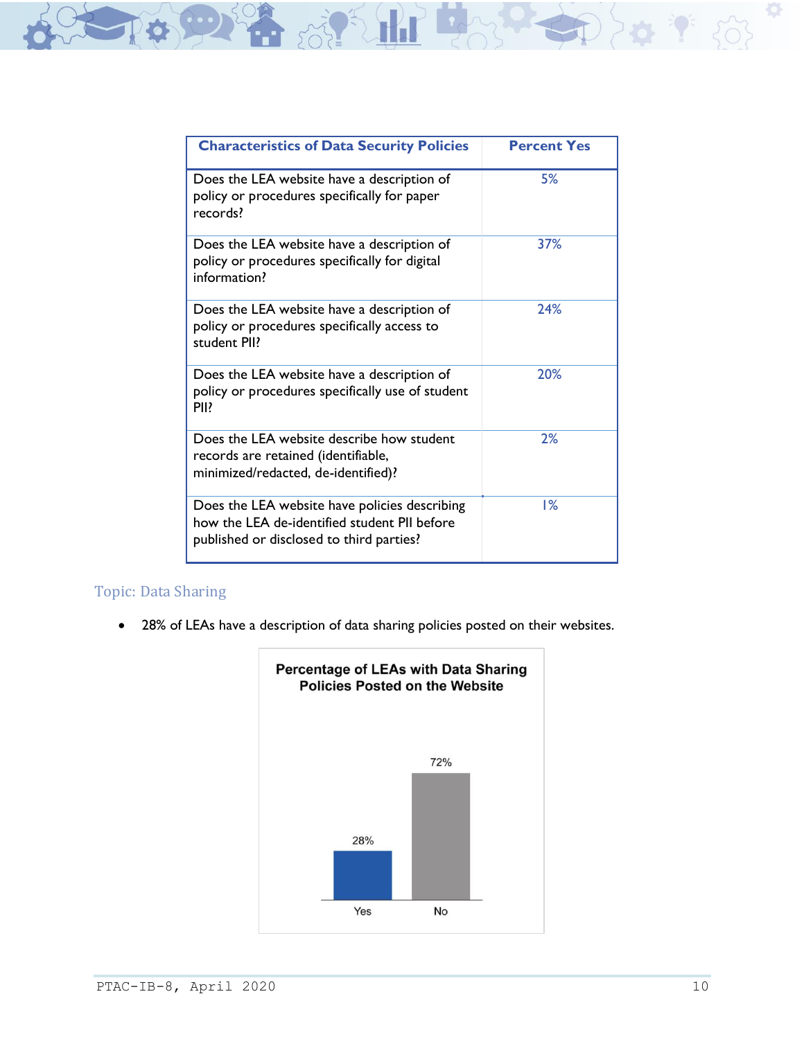| Characteristics of Data Security Policies | Percent Yes |
|---|---|
| Does the LEA website have a description of policy or procedures specifically for paper records? | 5% |
| Does the LEA website have a description of policy or procedures specifically for digital information? | 37% |
| Does the LEA website have a description of policy or procedures specifically access to student PII? | 24% |
| Does the LEA website have a description of policy or procedures specifically use of student PII? | 20% |
| Does the LEA website describe how student records are retained (identifiable, minimized/redacted, de-identified)? | 2% |
| Does the LEA website have policies describing how the LEA de-identified student PII before published or disclosed to third parties? | 1% |

## Topic: Data Sharing

- 28% of LEAs have a description of data sharing policies posted on their websites.

**Percentage of LEAs with Data Sharing Policies Posted on the Website**

| | Percent |
|---|---|
| Yes | 28% |
| No | 72% |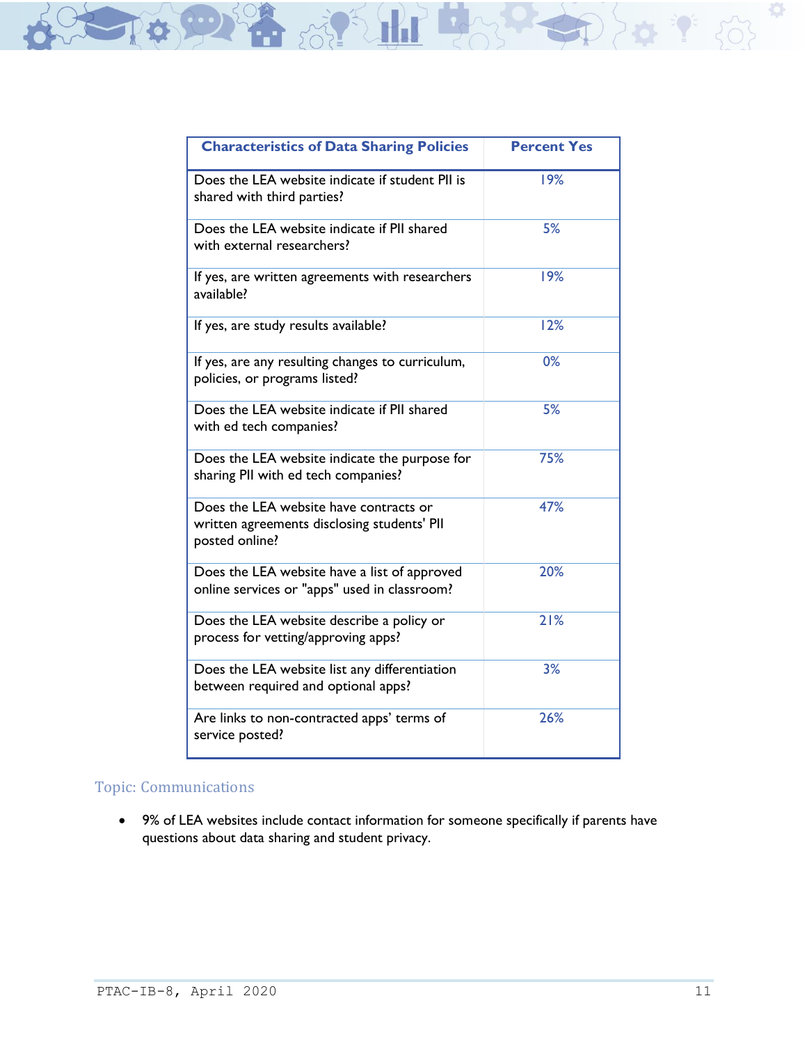| Characteristics of Data Sharing Policies | Percent Yes |
|---|---|
| Does the LEA website indicate if student PII is shared with third parties? | 19% |
| Does the LEA website indicate if PII shared with external researchers? | 5% |
| If yes, are written agreements with researchers available? | 19% |
| If yes, are study results available? | 12% |
| If yes, are any resulting changes to curriculum, policies, or programs listed? | 0% |
| Does the LEA website indicate if PII shared with ed tech companies? | 5% |
| Does the LEA website indicate the purpose for sharing PII with ed tech companies? | 75% |
| Does the LEA website have contracts or written agreements disclosing students' PII posted online? | 47% |
| Does the LEA website have a list of approved online services or "apps" used in classroom? | 20% |
| Does the LEA website describe a policy or process for vetting/approving apps? | 21% |
| Does the LEA website list any differentiation between required and optional apps? | 3% |
| Are links to non-contracted apps' terms of service posted? | 26% |

### Topic: Communications

- 9% of LEA websites include contact information for someone specifically if parents have questions about data sharing and student privacy.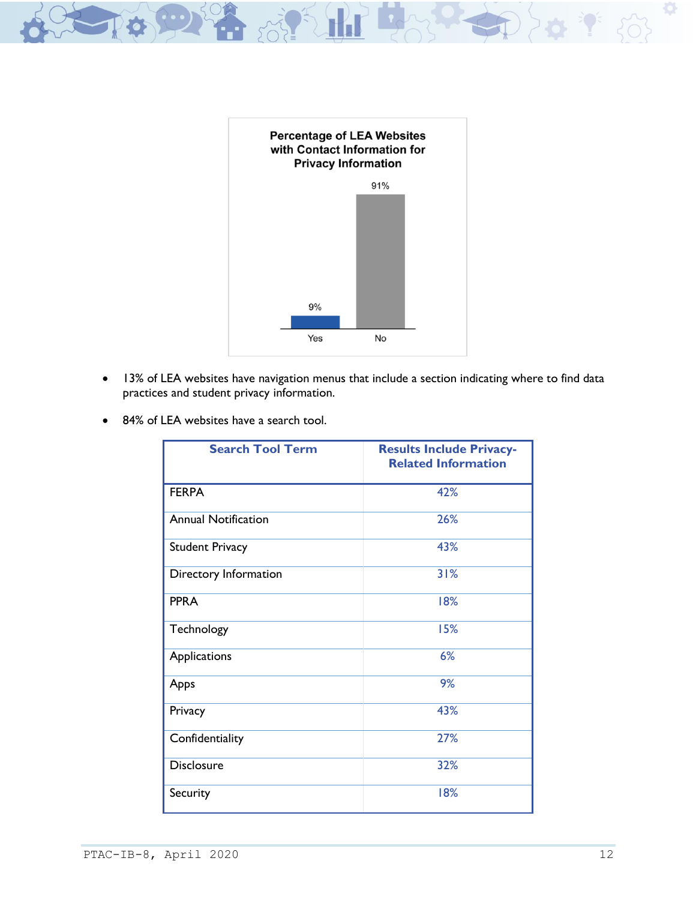**Percentage of LEA Websites with Contact Information for Privacy Information**

| Response | Percentage |
|---|---|
| Yes | 9% |
| No | 91% |

- 13% of LEA websites have navigation menus that include a section indicating where to find data practices and student privacy information.
- 84% of LEA websites have a search tool.

| Search Tool Term | Results Include Privacy-Related Information |
|---|---|
| FERPA | 42% |
| Annual Notification | 26% |
| Student Privacy | 43% |
| Directory Information | 31% |
| PPRA | 18% |
| Technology | 15% |
| Applications | 6% |
| Apps | 9% |
| Privacy | 43% |
| Confidentiality | 27% |
| Disclosure | 32% |
| Security | 18% |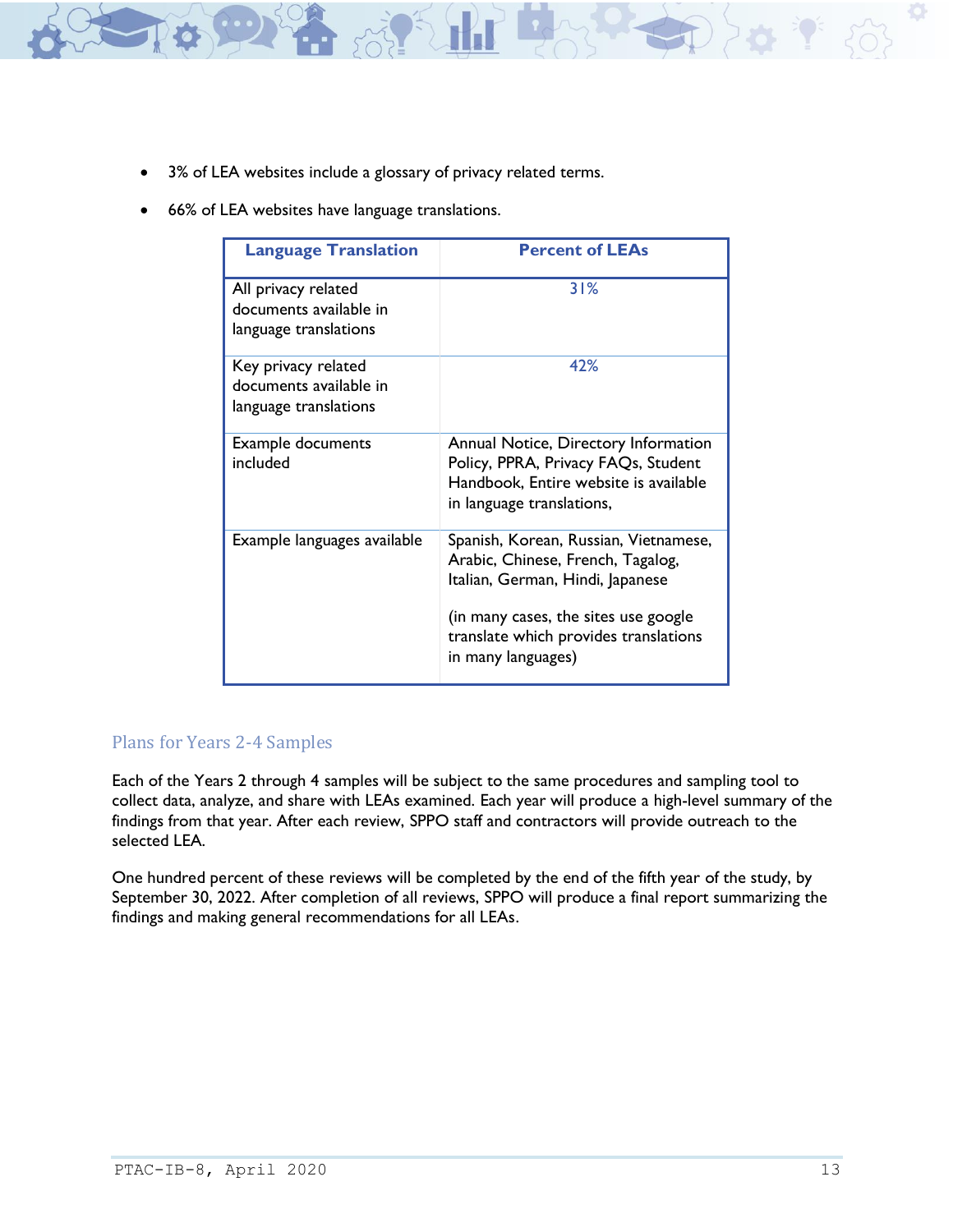- 3% of LEA websites include a glossary of privacy related terms.
- 66% of LEA websites have language translations.

| Language Translation | Percent of LEAs |
|---|---|
| All privacy related documents available in language translations | 31% |
| Key privacy related documents available in language translations | 42% |
| Example documents included | Annual Notice, Directory Information Policy, PPRA, Privacy FAQs, Student Handbook, Entire website is available in language translations, |
| Example languages available | Spanish, Korean, Russian, Vietnamese, Arabic, Chinese, French, Tagalog, Italian, German, Hindi, Japanese<br><br>(in many cases, the sites use google translate which provides translations in many languages) |

## Plans for Years 2-4 Samples

Each of the Years 2 through 4 samples will be subject to the same procedures and sampling tool to collect data, analyze, and share with LEAs examined. Each year will produce a high-level summary of the findings from that year. After each review, SPPO staff and contractors will provide outreach to the selected LEA.

One hundred percent of these reviews will be completed by the end of the fifth year of the study, by September 30, 2022. After completion of all reviews, SPPO will produce a final report summarizing the findings and making general recommendations for all LEAs.